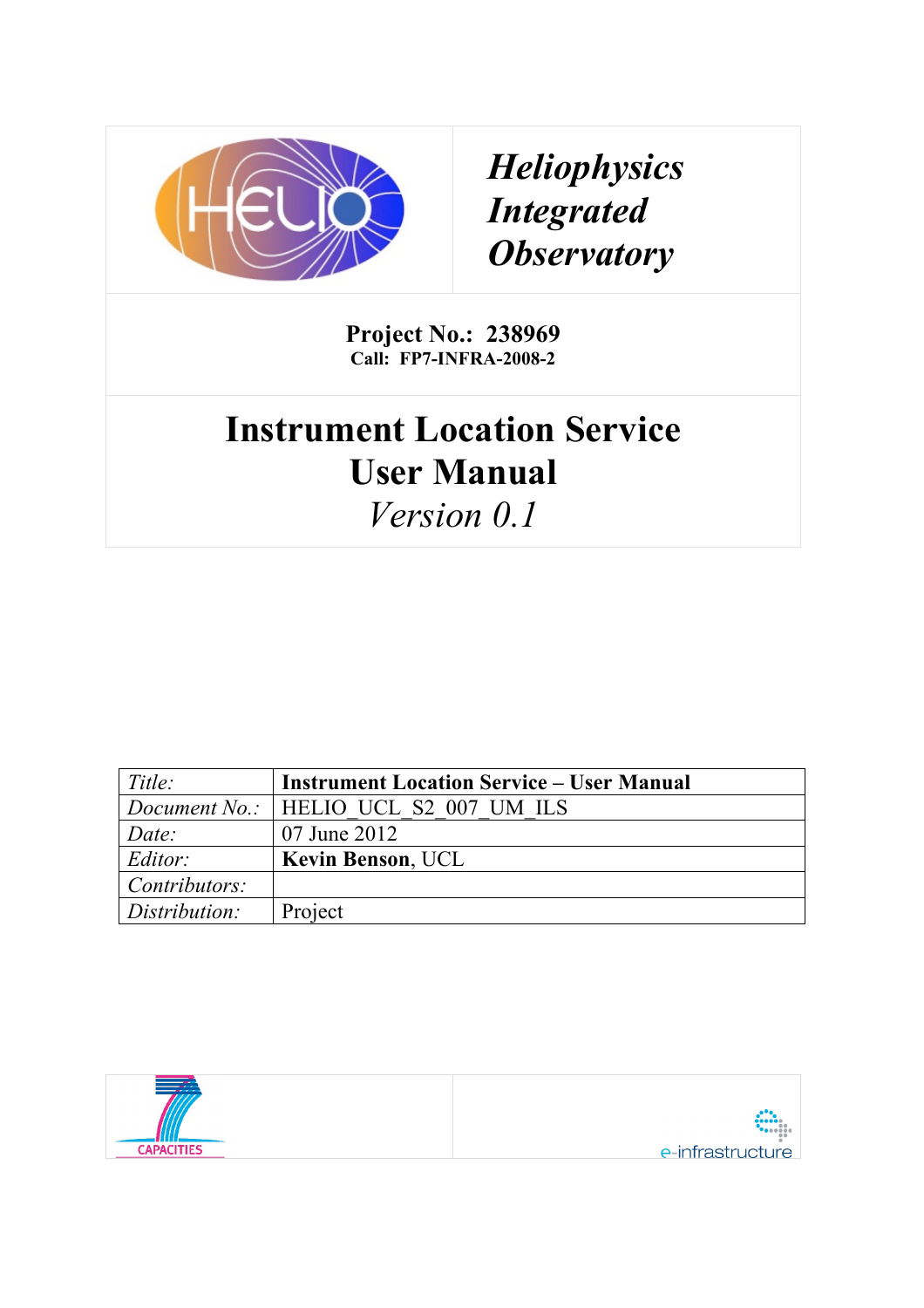*Heliophysics Integrated Observatory*

**Project No.: 238969**
**Call: FP7-INFRA-2008-2**

# Instrument Location Service User Manual

*Version 0.1*

| *Title:* | **Instrument Location Service – User Manual** |
|---|---|
| *Document No.:* | HELIO_UCL_S2_007_UM_ILS |
| *Date:* | 07 June 2012 |
| *Editor:* | **Kevin Benson**, UCL |
| *Contributors:* | |
| *Distribution:* | Project |

CAPACITIES

e-infrastructure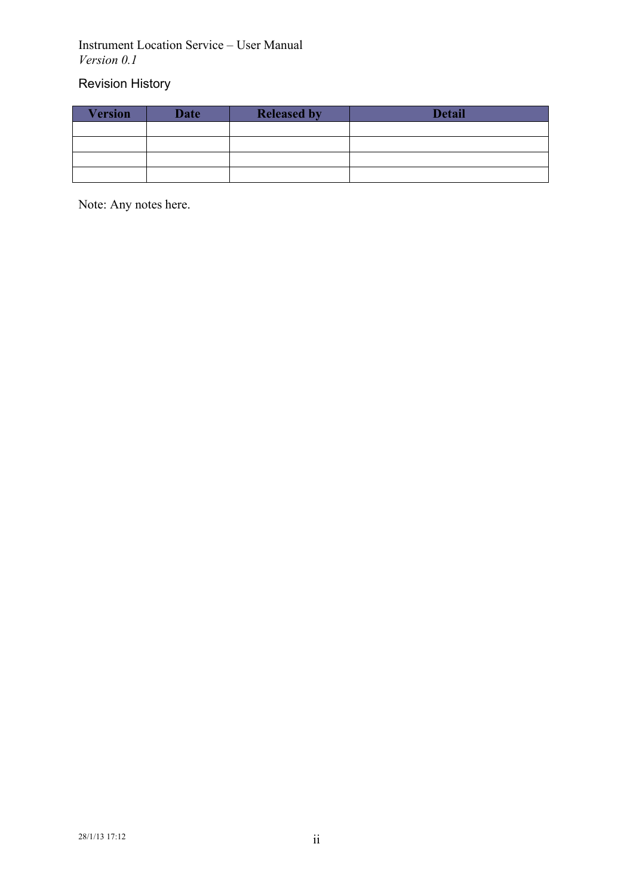## Revision History

| Version | Date | Released by | Detail |
| --- | --- | --- | --- |
| | | | |
| | | | |
| | | | |
| | | | |

Note: Any notes here.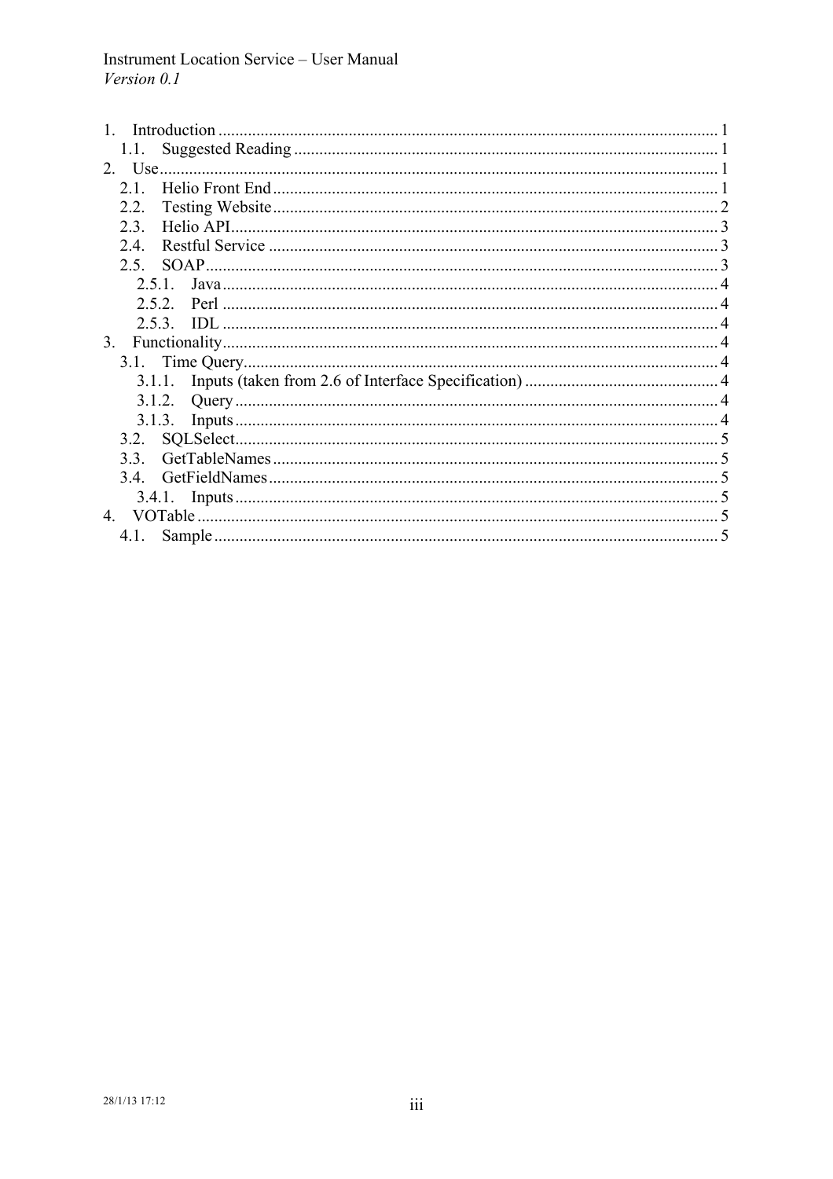1. Introduction ..................... 1
    1.1. Suggested Reading ..................... 1
2. Use ..................... 1
    2.1. Helio Front End ..................... 1
    2.2. Testing Website ..................... 2
    2.3. Helio API ..................... 3
    2.4. Restful Service ..................... 3
    2.5. SOAP ..................... 3
        2.5.1. Java ..................... 4
        2.5.2. Perl ..................... 4
        2.5.3. IDL ..................... 4
3. Functionality ..................... 4
    3.1. Time Query ..................... 4
        3.1.1. Inputs (taken from 2.6 of Interface Specification) ..................... 4
        3.1.2. Query ..................... 4
        3.1.3. Inputs ..................... 4
    3.2. SQLSelect ..................... 5
    3.3. GetTableNames ..................... 5
    3.4. GetFieldNames ..................... 5
        3.4.1. Inputs ..................... 5
4. VOTable ..................... 5
    4.1. Sample ..................... 5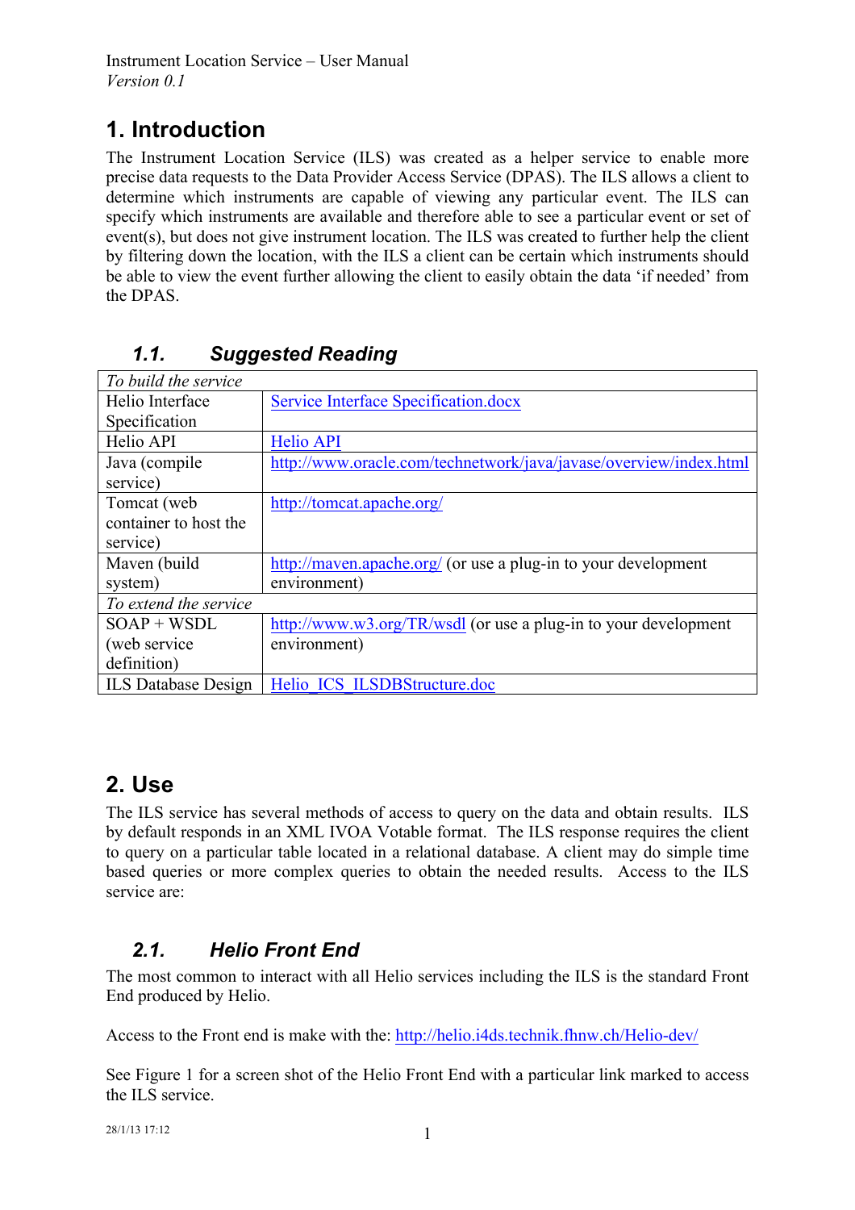# 1. Introduction

The Instrument Location Service (ILS) was created as a helper service to enable more precise data requests to the Data Provider Access Service (DPAS). The ILS allows a client to determine which instruments are capable of viewing any particular event. The ILS can specify which instruments are available and therefore able to see a particular event or set of event(s), but does not give instrument location. The ILS was created to further help the client by filtering down the location, with the ILS a client can be certain which instruments should be able to view the event further allowing the client to easily obtain the data 'if needed' from the DPAS.

## 1.1. Suggested Reading

| *To build the service* | |
|---|---|
| Helio Interface Specification | Service Interface Specification.docx |
| Helio API | Helio API |
| Java (compile service) | http://www.oracle.com/technetwork/java/javase/overview/index.html |
| Tomcat (web container to host the service) | http://tomcat.apache.org/ |
| Maven (build system) | http://maven.apache.org/ (or use a plug-in to your development environment) |
| *To extend the service* | |
| SOAP + WSDL (web service definition) | http://www.w3.org/TR/wsdl (or use a plug-in to your development environment) |
| ILS Database Design | Helio_ICS_ILSDBStructure.doc |

# 2. Use

The ILS service has several methods of access to query on the data and obtain results. ILS by default responds in an XML IVOA Votable format. The ILS response requires the client to query on a particular table located in a relational database. A client may do simple time based queries or more complex queries to obtain the needed results. Access to the ILS service are:

## 2.1. Helio Front End

The most common to interact with all Helio services including the ILS is the standard Front End produced by Helio.

Access to the Front end is make with the: http://helio.i4ds.technik.fhnw.ch/Helio-dev/

See Figure 1 for a screen shot of the Helio Front End with a particular link marked to access the ILS service.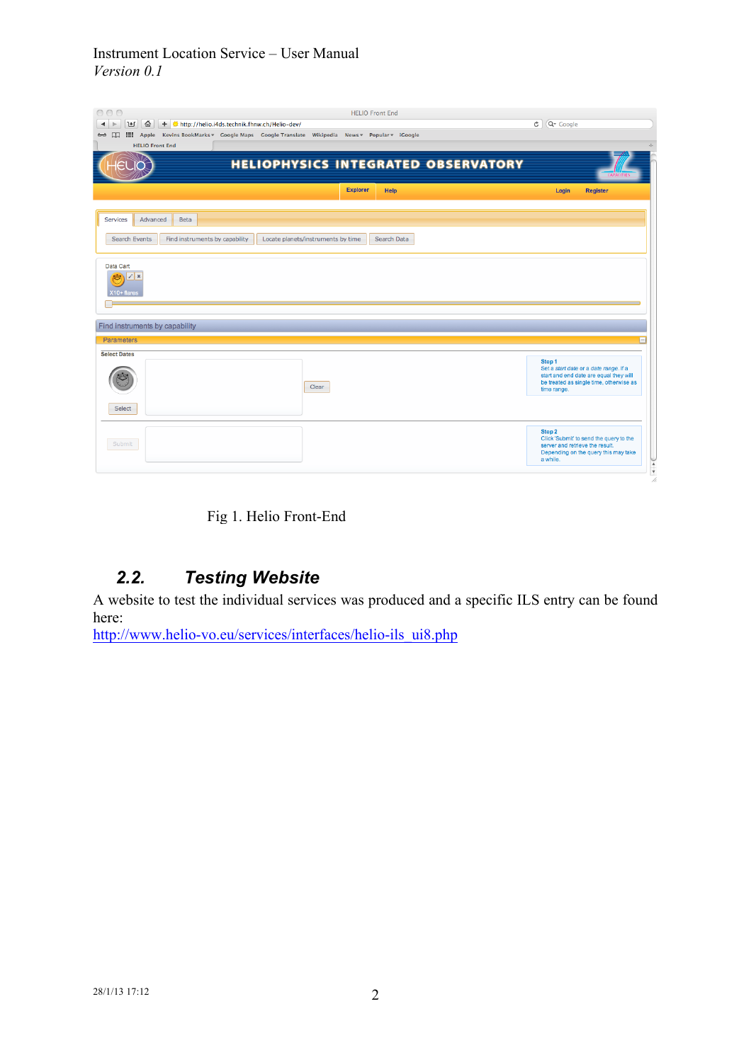Fig 1. Helio Front-End

## 2.2. Testing Website

A website to test the individual services was produced and a specific ILS entry can be found here:

http://www.helio-vo.eu/services/interfaces/helio-ils_ui8.php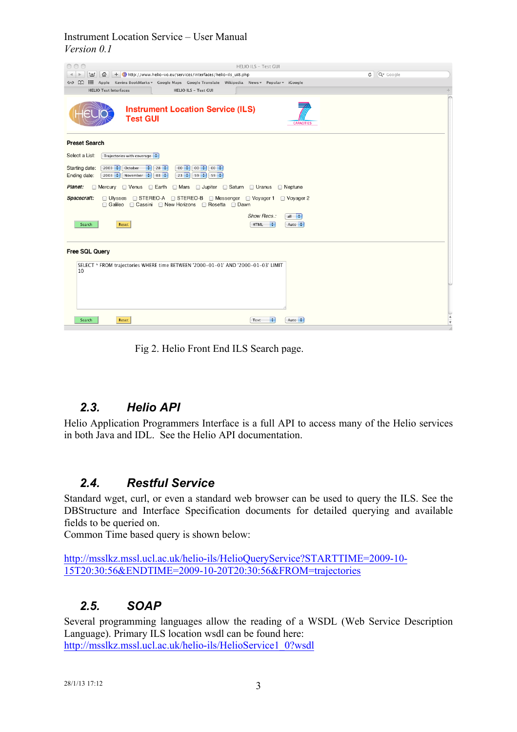Fig 2. Helio Front End ILS Search page.

## 2.3. Helio API

Helio Application Programmers Interface is a full API to access many of the Helio services in both Java and IDL. See the Helio API documentation.

## 2.4. Restful Service

Standard wget, curl, or even a standard web browser can be used to query the ILS. See the DBStructure and Interface Specification documents for detailed querying and available fields to be queried on.
Common Time based query is shown below:

http://msslkz.mssl.ucl.ac.uk/helio-ils/HelioQueryService?STARTTIME=2009-10-15T20:30:56&ENDTIME=2009-10-20T20:30:56&FROM=trajectories

## 2.5. SOAP

Several programming languages allow the reading of a WSDL (Web Service Description Language). Primary ILS location wsdl can be found here:
http://msslkz.mssl.ucl.ac.uk/helio-ils/HelioService1_0?wsdl

28/1/13 17:12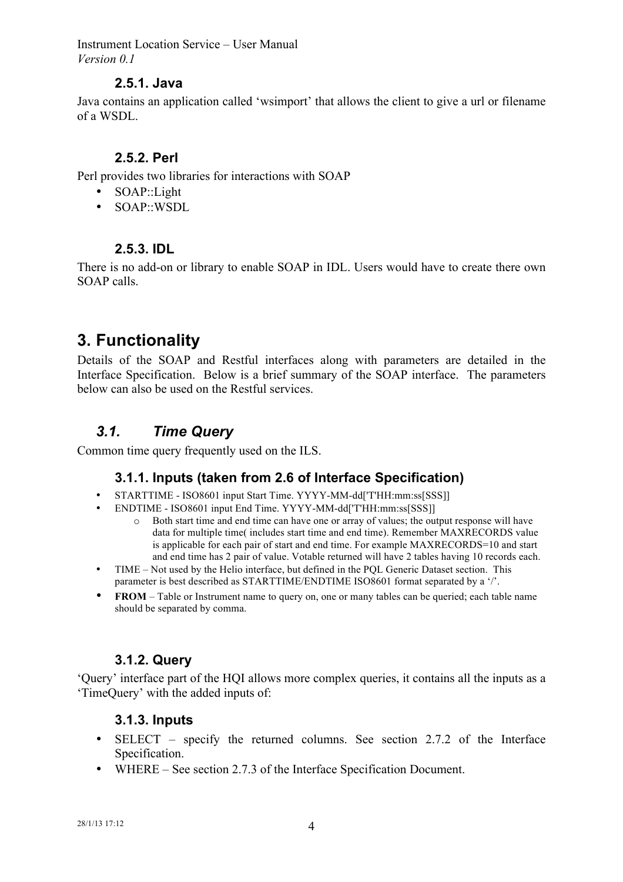#### 2.5.1. Java

Java contains an application called 'wsimport' that allows the client to give a url or filename of a WSDL.

#### 2.5.2. Perl

Perl provides two libraries for interactions with SOAP

- SOAP::Light
- SOAP::WSDL

#### 2.5.3. IDL

There is no add-on or library to enable SOAP in IDL. Users would have to create there own SOAP calls.

# 3. Functionality

Details of the SOAP and Restful interfaces along with parameters are detailed in the Interface Specification. Below is a brief summary of the SOAP interface. The parameters below can also be used on the Restful services.

## *3.1. Time Query*

Common time query frequently used on the ILS.

### 3.1.1. Inputs (taken from 2.6 of Interface Specification)

- STARTTIME - ISO8601 input Start Time. YYYY-MM-dd['T'HH:mm:ss[SSS]]
- ENDTIME - ISO8601 input End Time. YYYY-MM-dd['T'HH:mm:ss[SSS]]
    - Both start time and end time can have one or array of values; the output response will have data for multiple time( includes start time and end time). Remember MAXRECORDS value is applicable for each pair of start and end time. For example MAXRECORDS=10 and start and end time has 2 pair of value. Votable returned will have 2 tables having 10 records each.
- TIME – Not used by the Helio interface, but defined in the PQL Generic Dataset section. This parameter is best described as STARTTIME/ENDTIME ISO8601 format separated by a '/'.
- **FROM** – Table or Instrument name to query on, one or many tables can be queried; each table name should be separated by comma.

### 3.1.2. Query

'Query' interface part of the HQI allows more complex queries, it contains all the inputs as a 'TimeQuery' with the added inputs of:

### 3.1.3. Inputs

- SELECT – specify the returned columns. See section 2.7.2 of the Interface Specification.
- WHERE – See section 2.7.3 of the Interface Specification Document.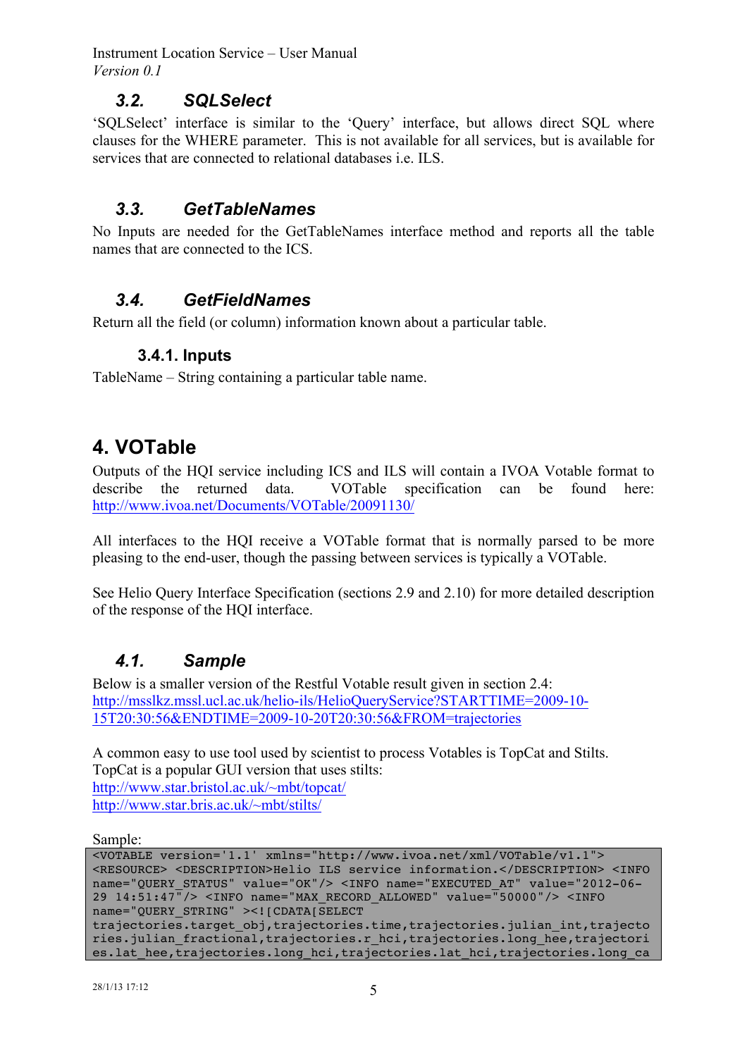### 3.2. SQLSelect

'SQLSelect' interface is similar to the 'Query' interface, but allows direct SQL where clauses for the WHERE parameter. This is not available for all services, but is available for services that are connected to relational databases i.e. ILS.

### 3.3. GetTableNames

No Inputs are needed for the GetTableNames interface method and reports all the table names that are connected to the ICS.

### 3.4. GetFieldNames

Return all the field (or column) information known about a particular table.

#### 3.4.1. Inputs

TableName – String containing a particular table name.

## 4. VOTable

Outputs of the HQI service including ICS and ILS will contain a IVOA Votable format to describe the returned data. VOTable specification can be found here: http://www.ivoa.net/Documents/VOTable/20091130/

All interfaces to the HQI receive a VOTable format that is normally parsed to be more pleasing to the end-user, though the passing between services is typically a VOTable.

See Helio Query Interface Specification (sections 2.9 and 2.10) for more detailed description of the response of the HQI interface.

### 4.1. Sample

Below is a smaller version of the Restful Votable result given in section 2.4: http://msslkz.mssl.ucl.ac.uk/helio-ils/HelioQueryService?STARTTIME=2009-10-15T20:30:56&ENDTIME=2009-10-20T20:30:56&FROM=trajectories

A common easy to use tool used by scientist to process Votables is TopCat and Stilts. TopCat is a popular GUI version that uses stilts:
http://www.star.bristol.ac.uk/~mbt/topcat/
http://www.star.bris.ac.uk/~mbt/stilts/

Sample:

```
<VOTABLE version='1.1' xmlns="http://www.ivoa.net/xml/VOTable/v1.1">
<RESOURCE> <DESCRIPTION>Helio ILS service information.</DESCRIPTION> <INFO
name="QUERY_STATUS" value="OK"/> <INFO name="EXECUTED_AT" value="2012-06-
29 14:51:47"/> <INFO name="MAX_RECORD_ALLOWED" value="50000"/> <INFO
name="QUERY_STRING" ><![CDATA[SELECT
trajectories.target_obj,trajectories.time,trajectories.julian_int,trajecto
ries.julian_fractional,trajectories.r_hci,trajectories.long_hee,trajectori
es.lat_hee,trajectories.long_hci,trajectories.lat_hci,trajectories.long_ca
```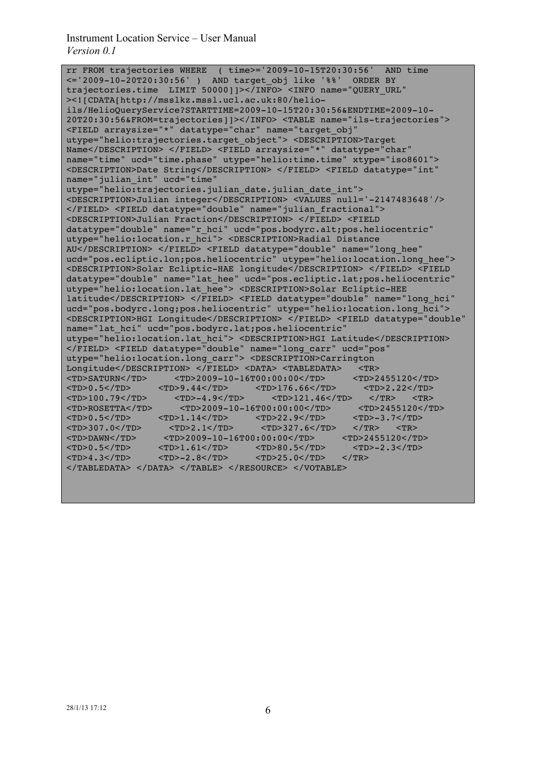```
rr FROM trajectories WHERE  ( time>='2009-10-15T20:30:56'  AND time
<='2009-10-20T20:30:56' )  AND target_obj like '%%'  ORDER BY
trajectories.time  LIMIT 50000]]></INFO> <INFO name="QUERY_URL"
><![CDATA[http://msslkz.mssl.ucl.ac.uk:80/helio-
ils/HelioQueryService?STARTTIME=2009-10-15T20:30:56&ENDTIME=2009-10-
20T20:30:56&FROM=trajectories]]></INFO> <TABLE name="ils-trajectories">
<FIELD arraysize="*" datatype="char" name="target_obj"
utype="helio:trajectories.target_object"> <DESCRIPTION>Target
Name</DESCRIPTION> </FIELD> <FIELD arraysize="*" datatype="char"
name="time" ucd="time.phase" utype="helio:time.time" xtype="iso8601">
<DESCRIPTION>Date String</DESCRIPTION> </FIELD> <FIELD datatype="int"
name="julian_int" ucd="time"
utype="helio:trajectories.julian_date.julian_date_int">
<DESCRIPTION>Julian integer</DESCRIPTION> <VALUES null='-2147483648'/>
</FIELD> <FIELD datatype="double" name="julian_fractional">
<DESCRIPTION>Julian Fraction</DESCRIPTION> </FIELD> <FIELD
datatype="double" name="r_hci" ucd="pos.bodyrc.alt;pos.heliocentric"
utype="helio:location.r_hci"> <DESCRIPTION>Radial Distance
AU</DESCRIPTION> </FIELD> <FIELD datatype="double" name="long_hee"
ucd="pos.ecliptic.lon;pos.heliocentric" utype="helio:location.long_hee">
<DESCRIPTION>Solar Ecliptic-HAE longitude</DESCRIPTION> </FIELD> <FIELD
datatype="double" name="lat_hee" ucd="pos.ecliptic.lat;pos.heliocentric"
utype="helio:location.lat_hee"> <DESCRIPTION>Solar Ecliptic-HEE
latitude</DESCRIPTION> </FIELD> <FIELD datatype="double" name="long_hci"
ucd="pos.bodyrc.long;pos.heliocentric" utype="helio:location.long_hci">
<DESCRIPTION>HGI Longitude</DESCRIPTION> </FIELD> <FIELD datatype="double"
name="lat_hci" ucd="pos.bodyrc.lat;pos.heliocentric"
utype="helio:location.lat_hci"> <DESCRIPTION>HGI Latitude</DESCRIPTION>
</FIELD> <FIELD datatype="double" name="long_carr" ucd="pos"
utype="helio:location.long_carr"> <DESCRIPTION>Carrington
Longitude</DESCRIPTION> </FIELD> <DATA> <TABLEDATA>   <TR>
<TD>SATURN</TD>     <TD>2009-10-16T00:00:00</TD>     <TD>2455120</TD>
<TD>0.5</TD>     <TD>9.44</TD>     <TD>176.66</TD>     <TD>2.22</TD>
<TD>100.79</TD>     <TD>-4.9</TD>     <TD>121.46</TD>   </TR>   <TR>
<TD>ROSETTA</TD>     <TD>2009-10-16T00:00:00</TD>     <TD>2455120</TD>
<TD>0.5</TD>     <TD>1.14</TD>     <TD>22.9</TD>     <TD>-3.7</TD>
<TD>307.0</TD>     <TD>2.1</TD>     <TD>327.6</TD>   </TR>   <TR>
<TD>DAWN</TD>     <TD>2009-10-16T00:00:00</TD>     <TD>2455120</TD>
<TD>0.5</TD>     <TD>1.61</TD>     <TD>80.5</TD>     <TD>-2.3</TD>
<TD>4.3</TD>     <TD>-2.8</TD>     <TD>25.0</TD>   </TR>
</TABLEDATA> </DATA> </TABLE> </RESOURCE> </VOTABLE>
```